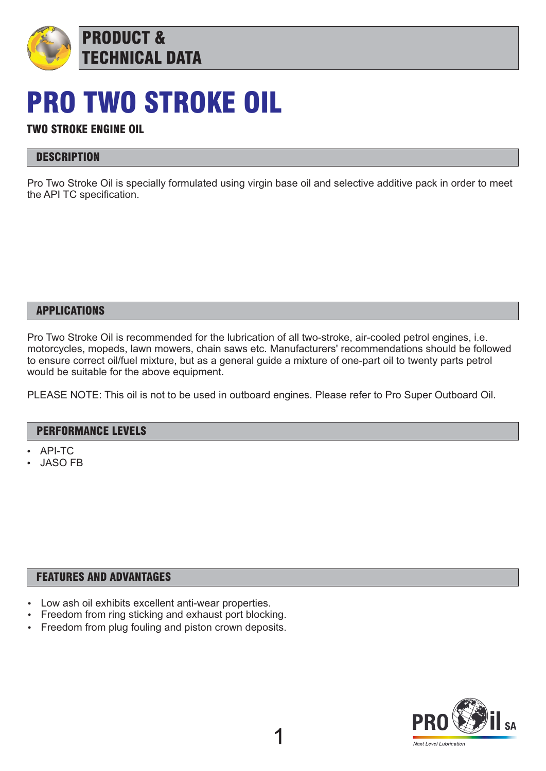## PRODUCT & TECHNICAL DATA

# PRO TWO STROKE OIL

**TWO STROKE ENGINE OIL**

## DESCRIPTION

Pro Two Stroke Oil is specially formulated using virgin base oil and selective additive pack in order to meet the API TC specification.

## APPLICATIONS

Pro Two Stroke Oil is recommended for the lubrication of all two-stroke, air-cooled petrol engines, i.e. motorcycles, mopeds, lawn mowers, chain saws etc. Manufacturers' recommendations should be followed to ensure correct oil/fuel mixture, but as a general guide a mixture of one-part oil to twenty parts petrol would be suitable for the above equipment.

PLEASE NOTE: This oil is not to be used in outboard engines. Please refer to Pro Super Outboard Oil.

## PERFORMANCE LEVELS

- API-TC
- JASO FB

## FEATURES AND ADVANTAGES

- Low ash oil exhibits excellent anti-wear properties.
- Freedom from ring sticking and exhaust port blocking.
- Freedom from plug fouling and piston crown deposits.

PRO Oil SA
Next Level Lubrication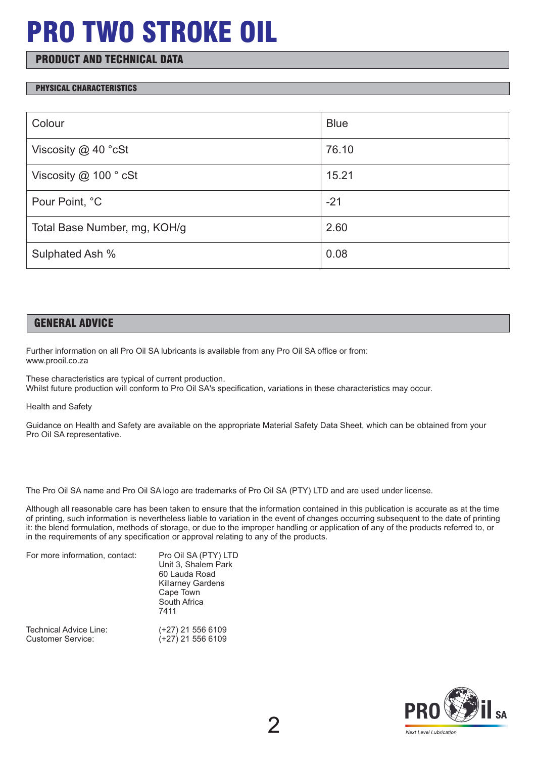# PRO TWO STROKE OIL

## PRODUCT AND TECHNICAL DATA

### PHYSICAL CHARACTERISTICS

| | |
|---|---|
| Colour | Blue |
| Viscosity @ 40 °cSt | 76.10 |
| Viscosity @ 100 ° cSt | 15.21 |
| Pour Point, °C | -21 |
| Total Base Number, mg, KOH/g | 2.60 |
| Sulphated Ash % | 0.08 |

## GENERAL ADVICE

Further information on all Pro Oil SA lubricants is available from any Pro Oil SA office or from:
www.prooil.co.za

These characteristics are typical of current production.
Whilst future production will conform to Pro Oil SA's specification, variations in these characteristics may occur.

Health and Safety

Guidance on Health and Safety are available on the appropriate Material Safety Data Sheet, which can be obtained from your Pro Oil SA representative.

The Pro Oil SA name and Pro Oil SA logo are trademarks of Pro Oil SA (PTY) LTD and are used under license.

Although all reasonable care has been taken to ensure that the information contained in this publication is accurate as at the time of printing, such information is nevertheless liable to variation in the event of changes occurring subsequent to the date of printing it: the blend formulation, methods of storage, or due to the improper handling or application of any of the products referred to, or in the requirements of any specification or approval relating to any of the products.

For more information, contact:

Pro Oil SA (PTY) LTD
Unit 3, Shalem Park
60 Lauda Road
Killarney Gardens
Cape Town
South Africa
7411

Technical Advice Line: (+27) 21 556 6109
Customer Service: (+27) 21 556 6109

PRO Oil SA
*Next Level Lubrication*